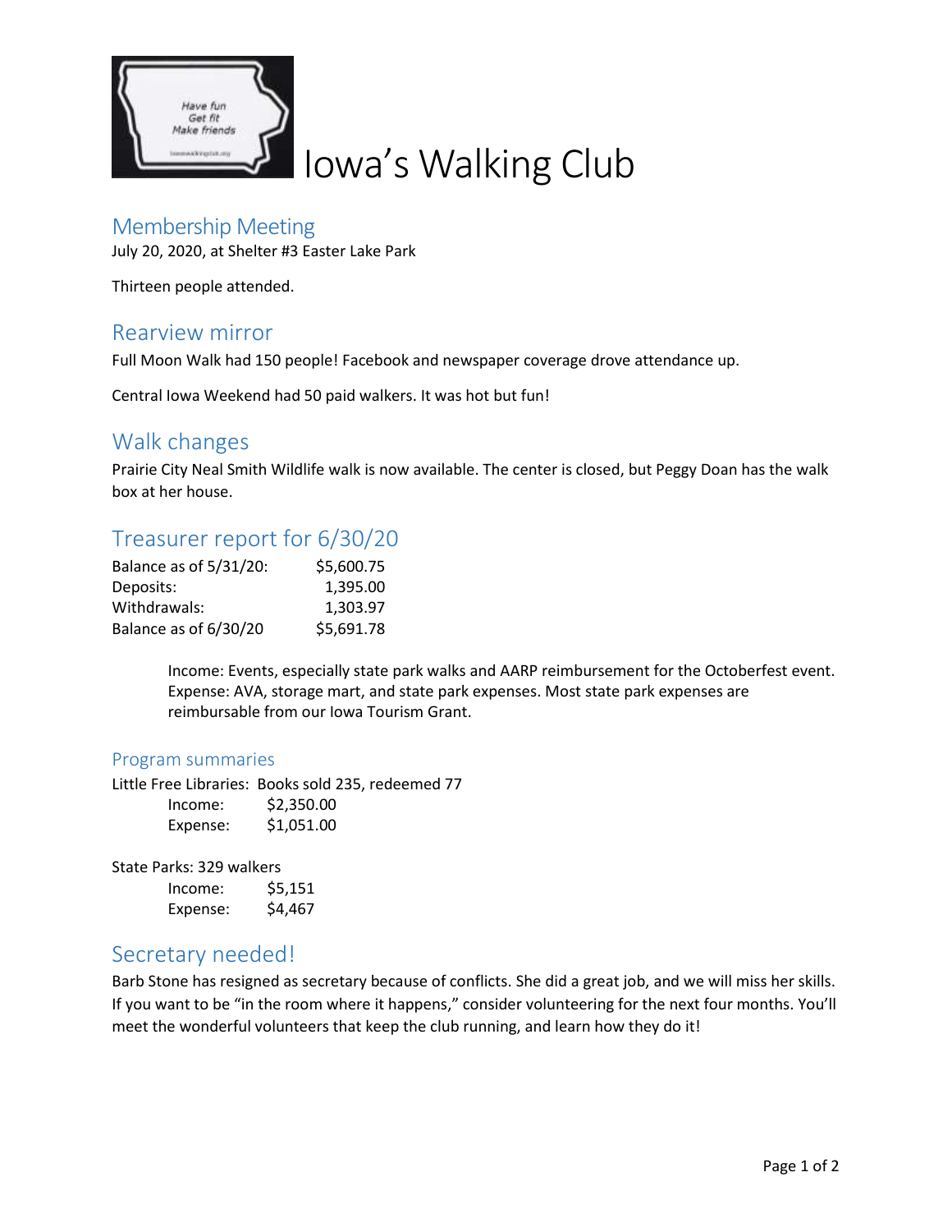# Iowa's Walking Club

## Membership Meeting

July 20, 2020, at Shelter #3 Easter Lake Park

Thirteen people attended.

## Rearview mirror

Full Moon Walk had 150 people! Facebook and newspaper coverage drove attendance up.

Central Iowa Weekend had 50 paid walkers. It was hot but fun!

## Walk changes

Prairie City Neal Smith Wildlife walk is now available. The center is closed, but Peggy Doan has the walk box at her house.

## Treasurer report for 6/30/20

| | |
|---|---|
| Balance as of 5/31/20: | $5,600.75 |
| Deposits: | 1,395.00 |
| Withdrawals: | 1,303.97 |
| Balance as of 6/30/20 | $5,691.78 |

> Income: Events, especially state park walks and AARP reimbursement for the Octoberfest event. Expense: AVA, storage mart, and state park expenses. Most state park expenses are reimbursable from our Iowa Tourism Grant.

### Program summaries

Little Free Libraries: Books sold 235, redeemed 77

| | |
|---|---|
| Income: | $2,350.00 |
| Expense: | $1,051.00 |

State Parks: 329 walkers

| | |
|---|---|
| Income: | $5,151 |
| Expense: | $4,467 |

## Secretary needed!

Barb Stone has resigned as secretary because of conflicts. She did a great job, and we will miss her skills. If you want to be "in the room where it happens," consider volunteering for the next four months. You'll meet the wonderful volunteers that keep the club running, and learn how they do it!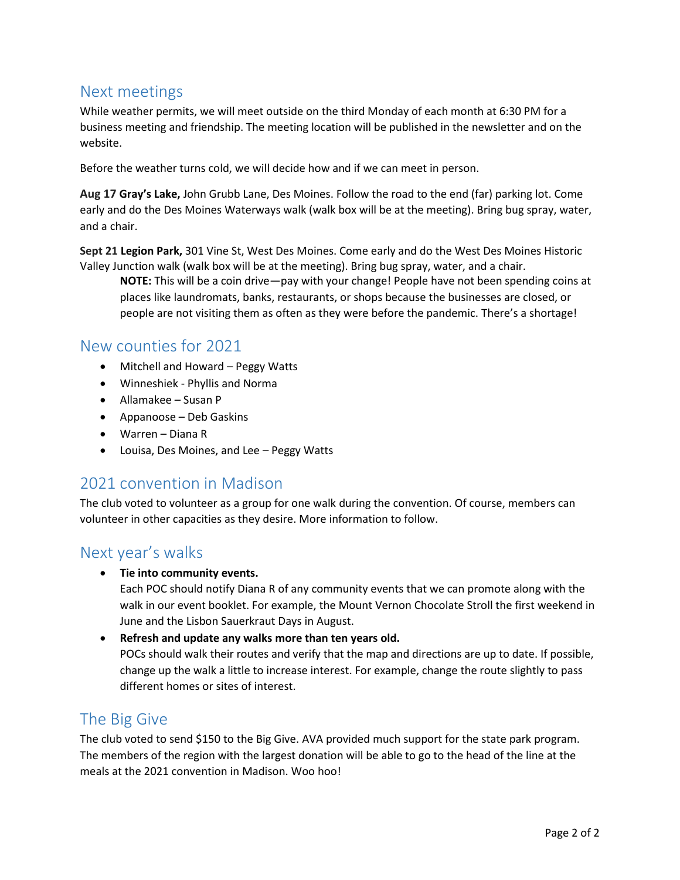## Next meetings

While weather permits, we will meet outside on the third Monday of each month at 6:30 PM for a business meeting and friendship. The meeting location will be published in the newsletter and on the website.

Before the weather turns cold, we will decide how and if we can meet in person.

**Aug 17 Gray's Lake,** John Grubb Lane, Des Moines. Follow the road to the end (far) parking lot. Come early and do the Des Moines Waterways walk (walk box will be at the meeting). Bring bug spray, water, and a chair.

**Sept 21 Legion Park,** 301 Vine St, West Des Moines. Come early and do the West Des Moines Historic Valley Junction walk (walk box will be at the meeting). Bring bug spray, water, and a chair.

> **NOTE:** This will be a coin drive—pay with your change! People have not been spending coins at places like laundromats, banks, restaurants, or shops because the businesses are closed, or people are not visiting them as often as they were before the pandemic. There's a shortage!

## New counties for 2021

- Mitchell and Howard – Peggy Watts
- Winneshiek - Phyllis and Norma
- Allamakee – Susan P
- Appanoose – Deb Gaskins
- Warren – Diana R
- Louisa, Des Moines, and Lee – Peggy Watts

## 2021 convention in Madison

The club voted to volunteer as a group for one walk during the convention. Of course, members can volunteer in other capacities as they desire. More information to follow.

## Next year's walks

- **Tie into community events.**
  Each POC should notify Diana R of any community events that we can promote along with the walk in our event booklet. For example, the Mount Vernon Chocolate Stroll the first weekend in June and the Lisbon Sauerkraut Days in August.
- **Refresh and update any walks more than ten years old.**
  POCs should walk their routes and verify that the map and directions are up to date. If possible, change up the walk a little to increase interest. For example, change the route slightly to pass different homes or sites of interest.

## The Big Give

The club voted to send $150 to the Big Give. AVA provided much support for the state park program. The members of the region with the largest donation will be able to go to the head of the line at the meals at the 2021 convention in Madison. Woo hoo!